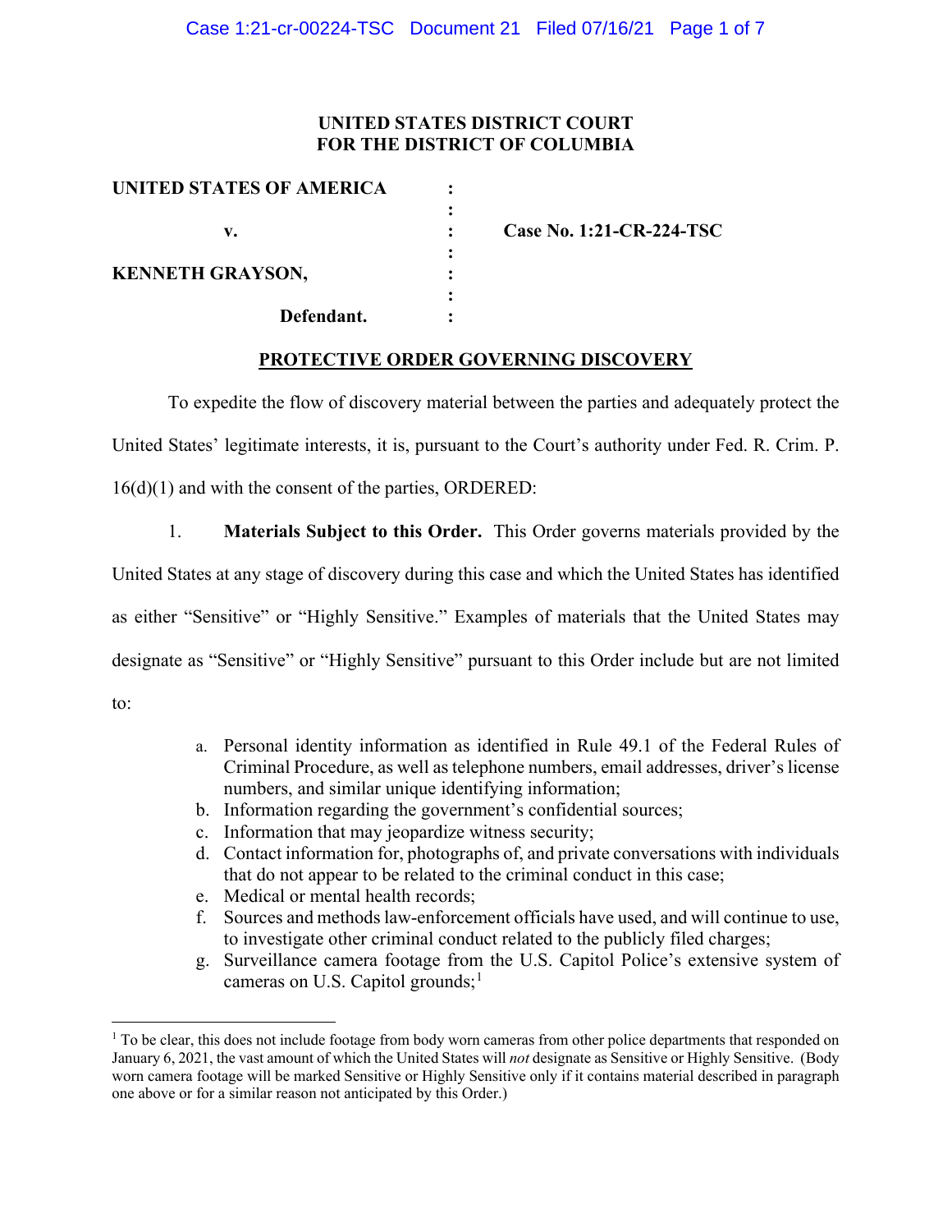**UNITED STATES DISTRICT COURT**
**FOR THE DISTRICT OF COLUMBIA**

| | | |
|---|---|---|
| **UNITED STATES OF AMERICA** | : | |
| | : | |
| **v.** | : | **Case No. 1:21-CR-224-TSC** |
| | : | |
| **KENNETH GRAYSON,** | : | |
| | : | |
| **Defendant.** | : | |

**PROTECTIVE ORDER GOVERNING DISCOVERY**

To expedite the flow of discovery material between the parties and adequately protect the United States' legitimate interests, it is, pursuant to the Court's authority under Fed. R. Crim. P. 16(d)(1) and with the consent of the parties, ORDERED:

1. **Materials Subject to this Order.** This Order governs materials provided by the United States at any stage of discovery during this case and which the United States has identified as either "Sensitive" or "Highly Sensitive." Examples of materials that the United States may designate as "Sensitive" or "Highly Sensitive" pursuant to this Order include but are not limited to:

   a. Personal identity information as identified in Rule 49.1 of the Federal Rules of Criminal Procedure, as well as telephone numbers, email addresses, driver's license numbers, and similar unique identifying information;
   b. Information regarding the government's confidential sources;
   c. Information that may jeopardize witness security;
   d. Contact information for, photographs of, and private conversations with individuals that do not appear to be related to the criminal conduct in this case;
   e. Medical or mental health records;
   f. Sources and methods law-enforcement officials have used, and will continue to use, to investigate other criminal conduct related to the publicly filed charges;
   g. Surveillance camera footage from the U.S. Capitol Police's extensive system of cameras on U.S. Capitol grounds;[1]

[1] To be clear, this does not include footage from body worn cameras from other police departments that responded on January 6, 2021, the vast amount of which the United States will *not* designate as Sensitive or Highly Sensitive. (Body worn camera footage will be marked Sensitive or Highly Sensitive only if it contains material described in paragraph one above or for a similar reason not anticipated by this Order.)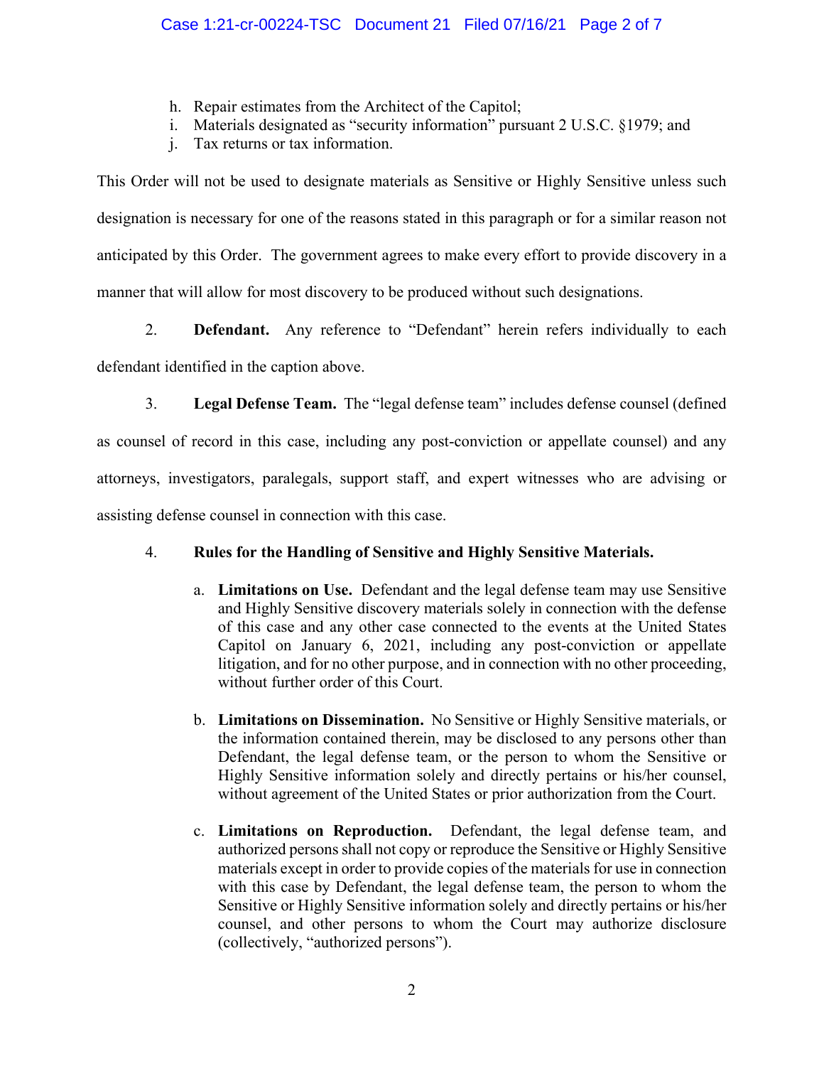h. Repair estimates from the Architect of the Capitol;
i. Materials designated as "security information" pursuant 2 U.S.C. §1979; and
j. Tax returns or tax information.

This Order will not be used to designate materials as Sensitive or Highly Sensitive unless such designation is necessary for one of the reasons stated in this paragraph or for a similar reason not anticipated by this Order. The government agrees to make every effort to provide discovery in a manner that will allow for most discovery to be produced without such designations.

2. **Defendant.** Any reference to "Defendant" herein refers individually to each defendant identified in the caption above.

3. **Legal Defense Team.** The "legal defense team" includes defense counsel (defined as counsel of record in this case, including any post-conviction or appellate counsel) and any attorneys, investigators, paralegals, support staff, and expert witnesses who are advising or assisting defense counsel in connection with this case.

4. **Rules for the Handling of Sensitive and Highly Sensitive Materials.**

   a. **Limitations on Use.** Defendant and the legal defense team may use Sensitive and Highly Sensitive discovery materials solely in connection with the defense of this case and any other case connected to the events at the United States Capitol on January 6, 2021, including any post-conviction or appellate litigation, and for no other purpose, and in connection with no other proceeding, without further order of this Court.

   b. **Limitations on Dissemination.** No Sensitive or Highly Sensitive materials, or the information contained therein, may be disclosed to any persons other than Defendant, the legal defense team, or the person to whom the Sensitive or Highly Sensitive information solely and directly pertains or his/her counsel, without agreement of the United States or prior authorization from the Court.

   c. **Limitations on Reproduction.** Defendant, the legal defense team, and authorized persons shall not copy or reproduce the Sensitive or Highly Sensitive materials except in order to provide copies of the materials for use in connection with this case by Defendant, the legal defense team, the person to whom the Sensitive or Highly Sensitive information solely and directly pertains or his/her counsel, and other persons to whom the Court may authorize disclosure (collectively, "authorized persons").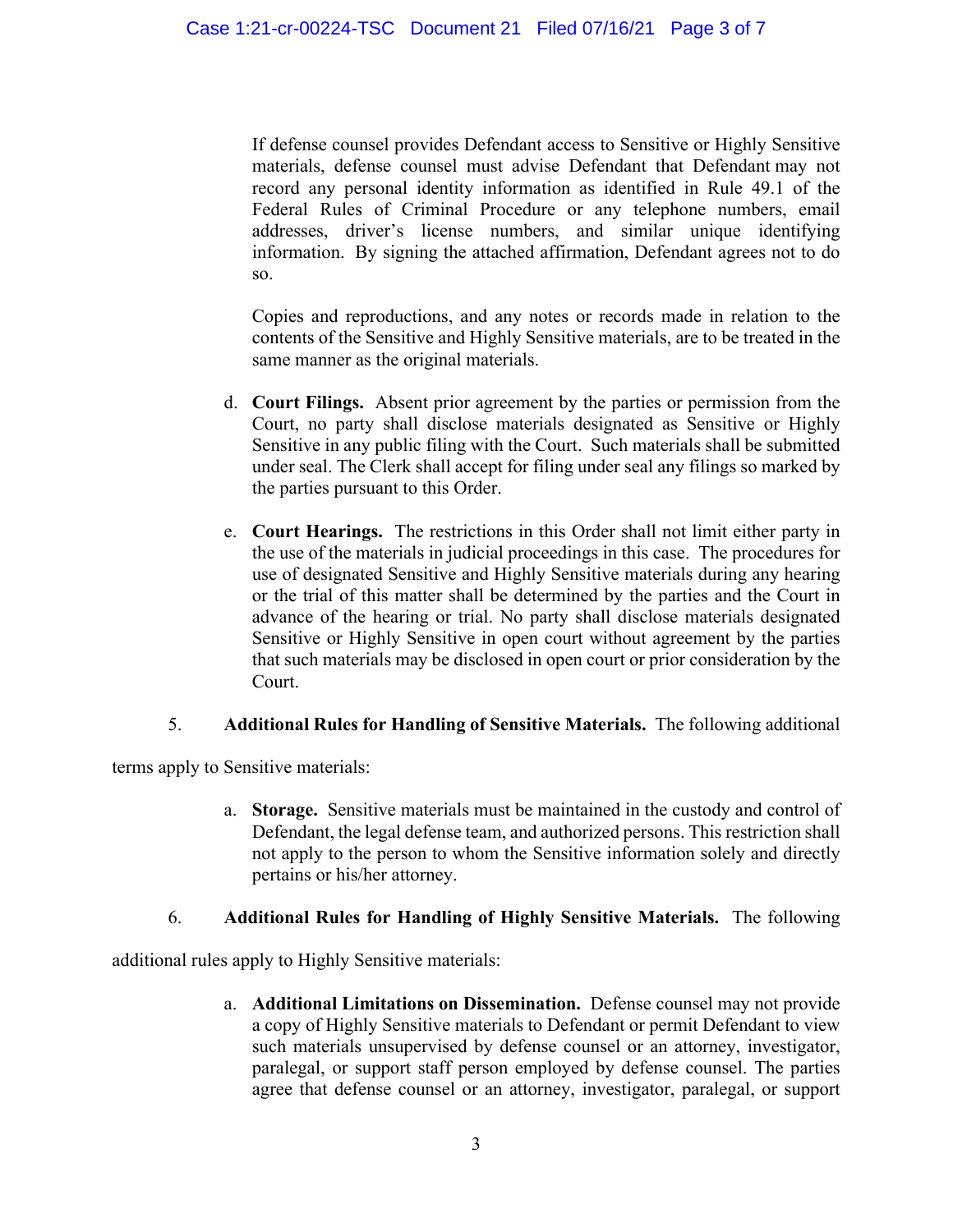If defense counsel provides Defendant access to Sensitive or Highly Sensitive materials, defense counsel must advise Defendant that Defendant may not record any personal identity information as identified in Rule 49.1 of the Federal Rules of Criminal Procedure or any telephone numbers, email addresses, driver's license numbers, and similar unique identifying information. By signing the attached affirmation, Defendant agrees not to do so.

Copies and reproductions, and any notes or records made in relation to the contents of the Sensitive and Highly Sensitive materials, are to be treated in the same manner as the original materials.

d. **Court Filings.** Absent prior agreement by the parties or permission from the Court, no party shall disclose materials designated as Sensitive or Highly Sensitive in any public filing with the Court. Such materials shall be submitted under seal. The Clerk shall accept for filing under seal any filings so marked by the parties pursuant to this Order.

e. **Court Hearings.** The restrictions in this Order shall not limit either party in the use of the materials in judicial proceedings in this case. The procedures for use of designated Sensitive and Highly Sensitive materials during any hearing or the trial of this matter shall be determined by the parties and the Court in advance of the hearing or trial. No party shall disclose materials designated Sensitive or Highly Sensitive in open court without agreement by the parties that such materials may be disclosed in open court or prior consideration by the Court.

5. **Additional Rules for Handling of Sensitive Materials.** The following additional terms apply to Sensitive materials:

a. **Storage.** Sensitive materials must be maintained in the custody and control of Defendant, the legal defense team, and authorized persons. This restriction shall not apply to the person to whom the Sensitive information solely and directly pertains or his/her attorney.

6. **Additional Rules for Handling of Highly Sensitive Materials.** The following additional rules apply to Highly Sensitive materials:

a. **Additional Limitations on Dissemination.** Defense counsel may not provide a copy of Highly Sensitive materials to Defendant or permit Defendant to view such materials unsupervised by defense counsel or an attorney, investigator, paralegal, or support staff person employed by defense counsel. The parties agree that defense counsel or an attorney, investigator, paralegal, or support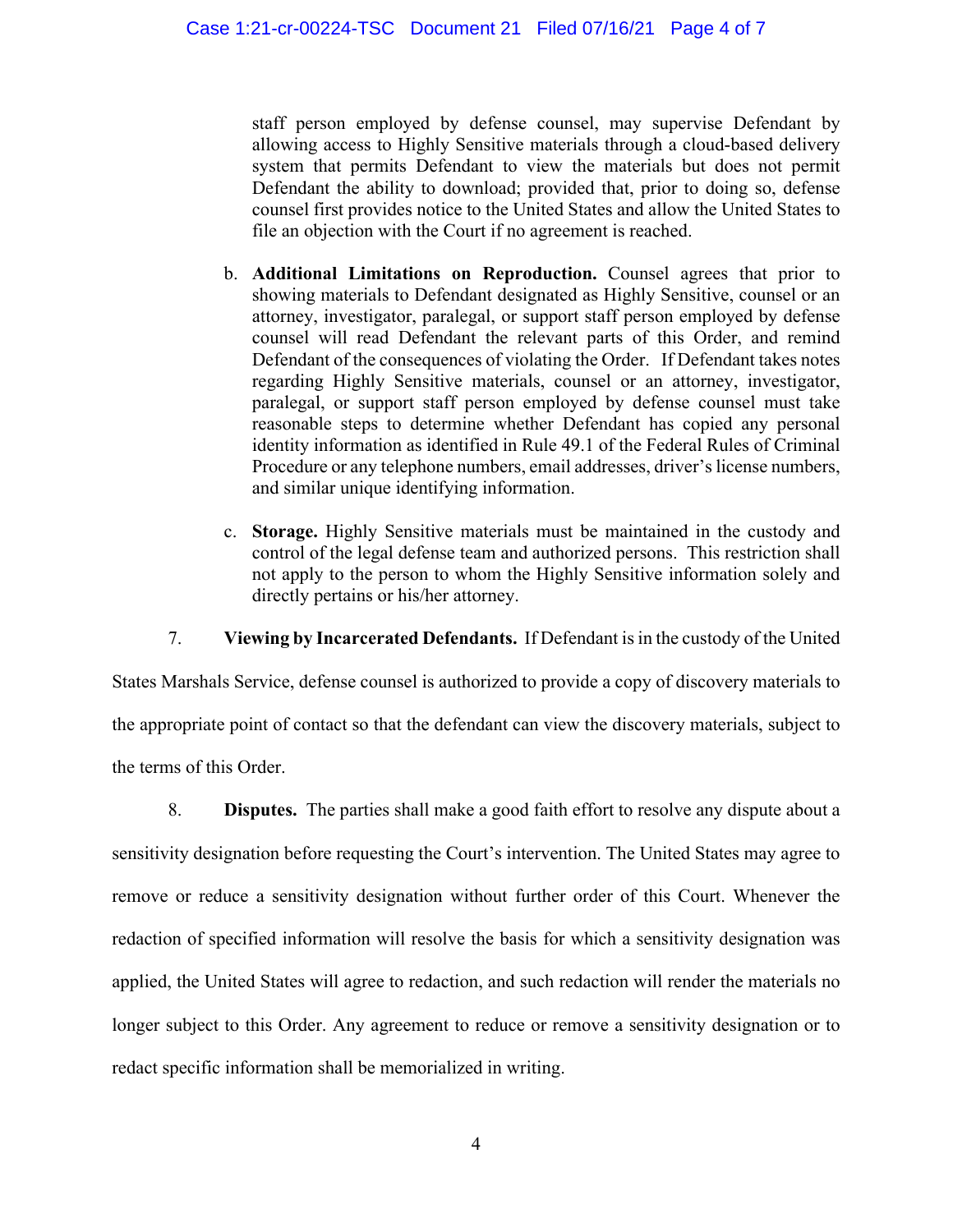staff person employed by defense counsel, may supervise Defendant by allowing access to Highly Sensitive materials through a cloud-based delivery system that permits Defendant to view the materials but does not permit Defendant the ability to download; provided that, prior to doing so, defense counsel first provides notice to the United States and allow the United States to file an objection with the Court if no agreement is reached.

b. **Additional Limitations on Reproduction.** Counsel agrees that prior to showing materials to Defendant designated as Highly Sensitive, counsel or an attorney, investigator, paralegal, or support staff person employed by defense counsel will read Defendant the relevant parts of this Order, and remind Defendant of the consequences of violating the Order. If Defendant takes notes regarding Highly Sensitive materials, counsel or an attorney, investigator, paralegal, or support staff person employed by defense counsel must take reasonable steps to determine whether Defendant has copied any personal identity information as identified in Rule 49.1 of the Federal Rules of Criminal Procedure or any telephone numbers, email addresses, driver's license numbers, and similar unique identifying information.

c. **Storage.** Highly Sensitive materials must be maintained in the custody and control of the legal defense team and authorized persons. This restriction shall not apply to the person to whom the Highly Sensitive information solely and directly pertains or his/her attorney.

7. **Viewing by Incarcerated Defendants.** If Defendant is in the custody of the United States Marshals Service, defense counsel is authorized to provide a copy of discovery materials to the appropriate point of contact so that the defendant can view the discovery materials, subject to the terms of this Order.

8. **Disputes.** The parties shall make a good faith effort to resolve any dispute about a sensitivity designation before requesting the Court's intervention. The United States may agree to remove or reduce a sensitivity designation without further order of this Court. Whenever the redaction of specified information will resolve the basis for which a sensitivity designation was applied, the United States will agree to redaction, and such redaction will render the materials no longer subject to this Order. Any agreement to reduce or remove a sensitivity designation or to redact specific information shall be memorialized in writing.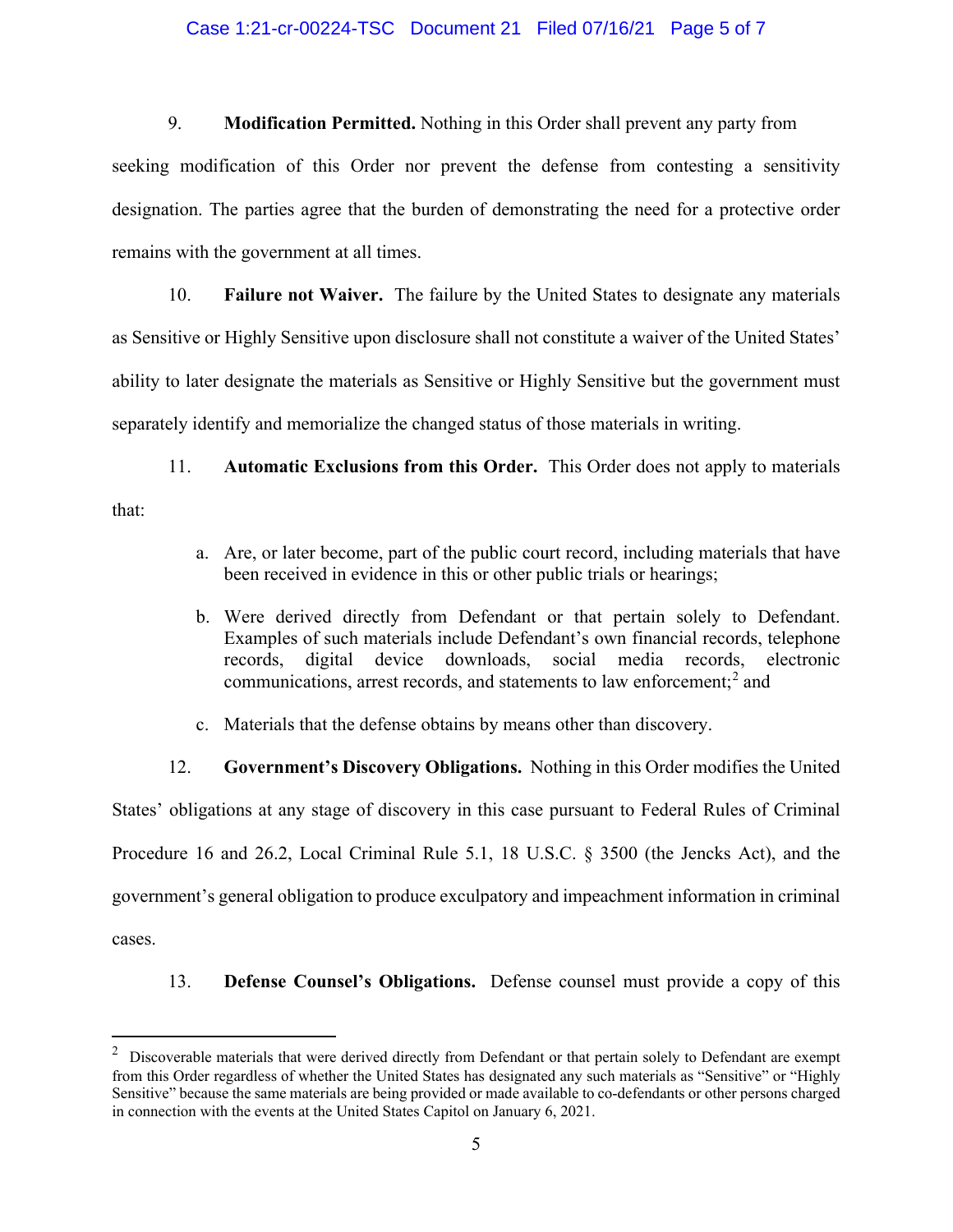9. **Modification Permitted.** Nothing in this Order shall prevent any party from seeking modification of this Order nor prevent the defense from contesting a sensitivity designation. The parties agree that the burden of demonstrating the need for a protective order remains with the government at all times.

10. **Failure not Waiver.** The failure by the United States to designate any materials as Sensitive or Highly Sensitive upon disclosure shall not constitute a waiver of the United States' ability to later designate the materials as Sensitive or Highly Sensitive but the government must separately identify and memorialize the changed status of those materials in writing.

11. **Automatic Exclusions from this Order.** This Order does not apply to materials that:

   a. Are, or later become, part of the public court record, including materials that have been received in evidence in this or other public trials or hearings;

   b. Were derived directly from Defendant or that pertain solely to Defendant. Examples of such materials include Defendant's own financial records, telephone records, digital device downloads, social media records, electronic communications, arrest records, and statements to law enforcement;[2] and

   c. Materials that the defense obtains by means other than discovery.

12. **Government's Discovery Obligations.** Nothing in this Order modifies the United States' obligations at any stage of discovery in this case pursuant to Federal Rules of Criminal Procedure 16 and 26.2, Local Criminal Rule 5.1, 18 U.S.C. § 3500 (the Jencks Act), and the government's general obligation to produce exculpatory and impeachment information in criminal cases.

13. **Defense Counsel's Obligations.** Defense counsel must provide a copy of this

---

[2] Discoverable materials that were derived directly from Defendant or that pertain solely to Defendant are exempt from this Order regardless of whether the United States has designated any such materials as "Sensitive" or "Highly Sensitive" because the same materials are being provided or made available to co-defendants or other persons charged in connection with the events at the United States Capitol on January 6, 2021.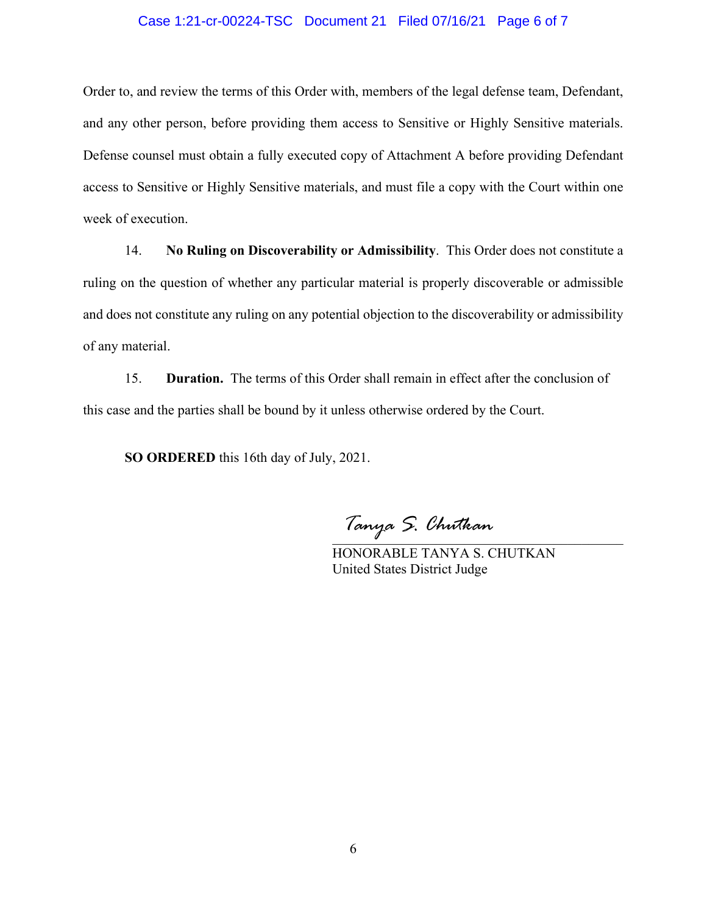Order to, and review the terms of this Order with, members of the legal defense team, Defendant, and any other person, before providing them access to Sensitive or Highly Sensitive materials. Defense counsel must obtain a fully executed copy of Attachment A before providing Defendant access to Sensitive or Highly Sensitive materials, and must file a copy with the Court within one week of execution.

14. **No Ruling on Discoverability or Admissibility**. This Order does not constitute a ruling on the question of whether any particular material is properly discoverable or admissible and does not constitute any ruling on any potential objection to the discoverability or admissibility of any material.

15. **Duration.** The terms of this Order shall remain in effect after the conclusion of this case and the parties shall be bound by it unless otherwise ordered by the Court.

**SO ORDERED** this 16th day of July, 2021.

*Tanya S. Chutkan*

HONORABLE TANYA S. CHUTKAN
United States District Judge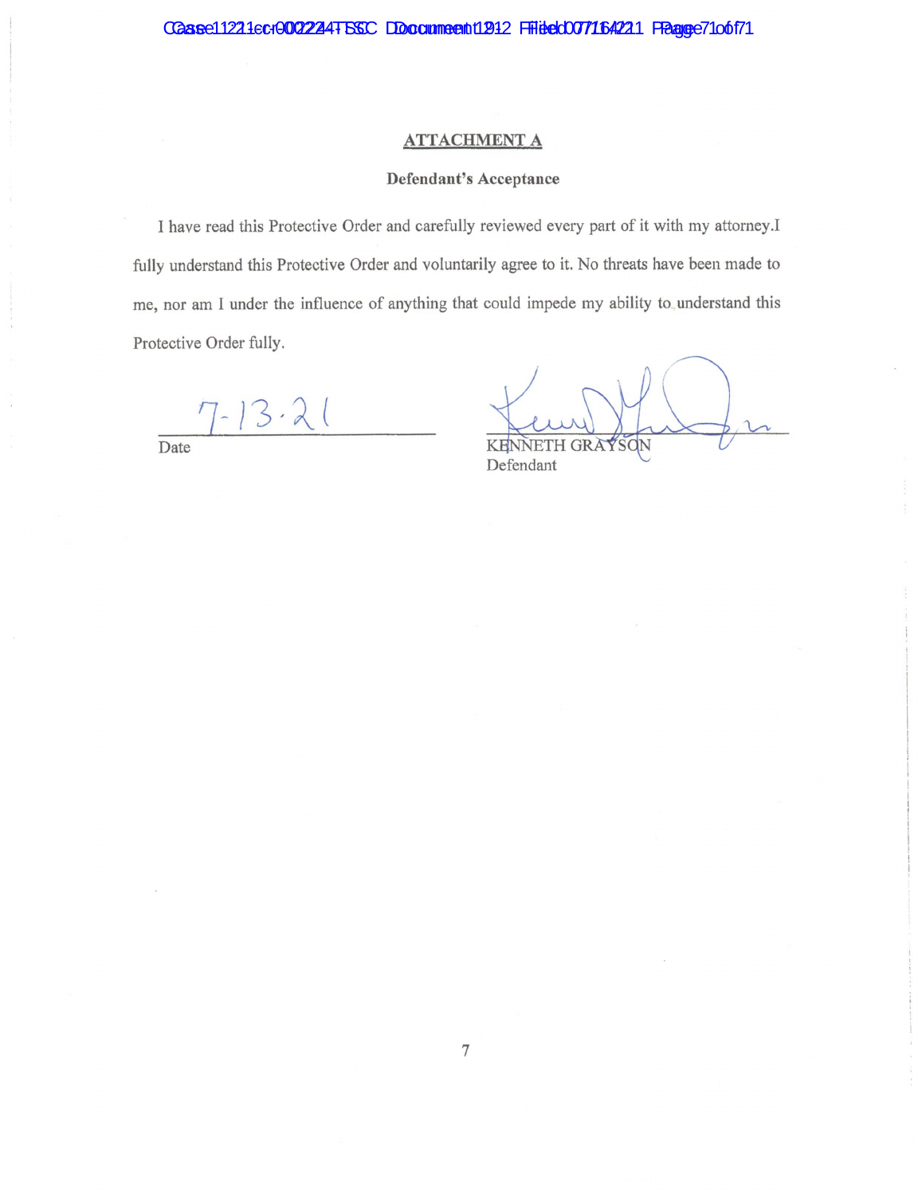## ATTACHMENT A

**Defendant's Acceptance**

I have read this Protective Order and carefully reviewed every part of it with my attorney.I fully understand this Protective Order and voluntarily agree to it. No threats have been made to me, nor am I under the influence of anything that could impede my ability to understand this Protective Order fully.

7-13-21
Date

KENNETH GRAYSON
Defendant